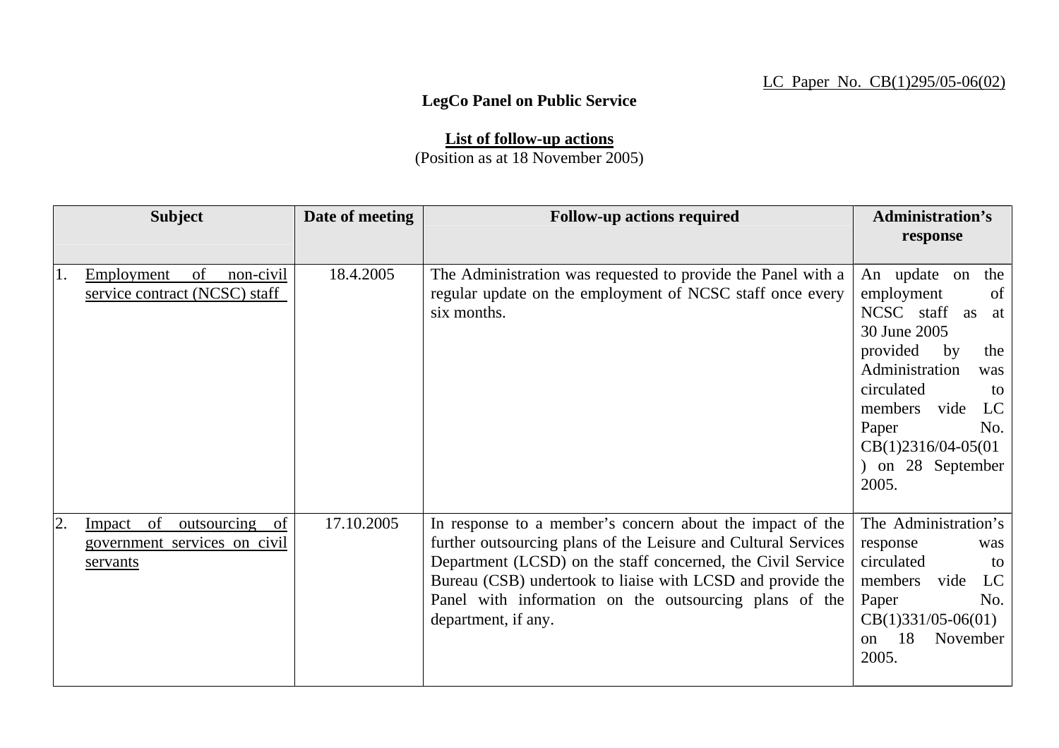LC Paper No. CB(1)295/05-06(02)

**LegCo Panel on Public Service**

**List of follow-up actions**
(Position as at 18 November 2005)

| Subject | Date of meeting | Follow-up actions required | Administration's response |
|---|---|---|---|
| 1. Employment of non-civil service contract (NCSC) staff | 18.4.2005 | The Administration was requested to provide the Panel with a regular update on the employment of NCSC staff once every six months. | An update on the employment of NCSC staff as at 30 June 2005 provided by the Administration was circulated to members vide LC Paper No. CB(1)2316/04-05(01) on 28 September 2005. |
| 2. Impact of outsourcing of government services on civil servants | 17.10.2005 | In response to a member's concern about the impact of the further outsourcing plans of the Leisure and Cultural Services Department (LCSD) on the staff concerned, the Civil Service Bureau (CSB) undertook to liaise with LCSD and provide the Panel with information on the outsourcing plans of the department, if any. | The Administration's response was circulated to members vide LC Paper No. CB(1)331/05-06(01) on 18 November 2005. |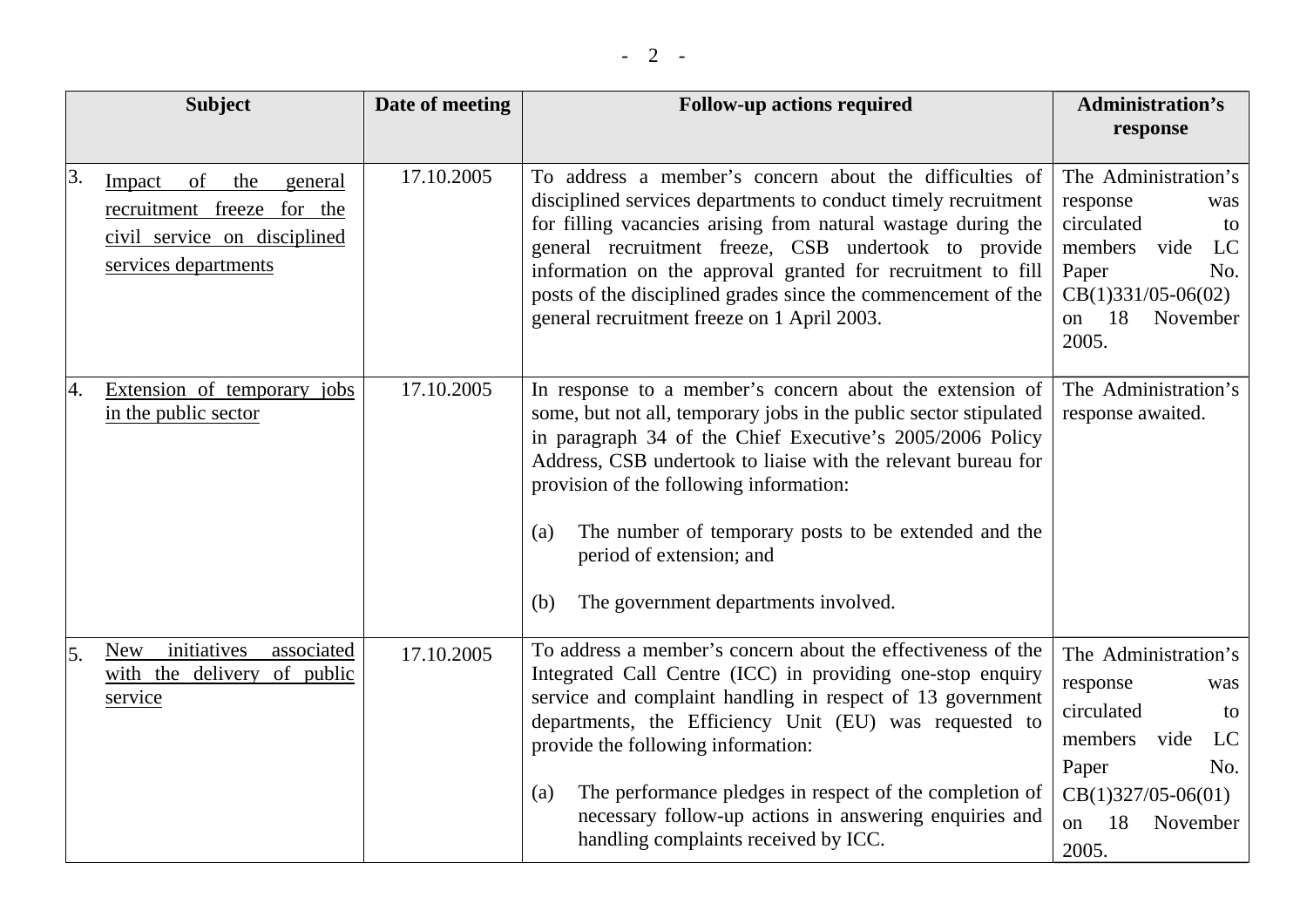| Subject | Date of meeting | Follow-up actions required | Administration's response |
|---|---|---|---|
| 3. Impact of the general recruitment freeze for the civil service on disciplined services departments | 17.10.2005 | To address a member's concern about the difficulties of disciplined services departments to conduct timely recruitment for filling vacancies arising from natural wastage during the general recruitment freeze, CSB undertook to provide information on the approval granted for recruitment to fill posts of the disciplined grades since the commencement of the general recruitment freeze on 1 April 2003. | The Administration's response was circulated to members vide LC Paper No. CB(1)331/05-06(02) on 18 November 2005. |
| 4. Extension of temporary jobs in the public sector | 17.10.2005 | In response to a member's concern about the extension of some, but not all, temporary jobs in the public sector stipulated in paragraph 34 of the Chief Executive's 2005/2006 Policy Address, CSB undertook to liaise with the relevant bureau for provision of the following information:<br><br>(a) The number of temporary posts to be extended and the period of extension; and<br><br>(b) The government departments involved. | The Administration's response awaited. |
| 5. New initiatives associated with the delivery of public service | 17.10.2005 | To address a member's concern about the effectiveness of the Integrated Call Centre (ICC) in providing one-stop enquiry service and complaint handling in respect of 13 government departments, the Efficiency Unit (EU) was requested to provide the following information:<br><br>(a) The performance pledges in respect of the completion of necessary follow-up actions in answering enquiries and handling complaints received by ICC. | The Administration's response was circulated to members vide LC Paper No. CB(1)327/05-06(01) on 18 November 2005. |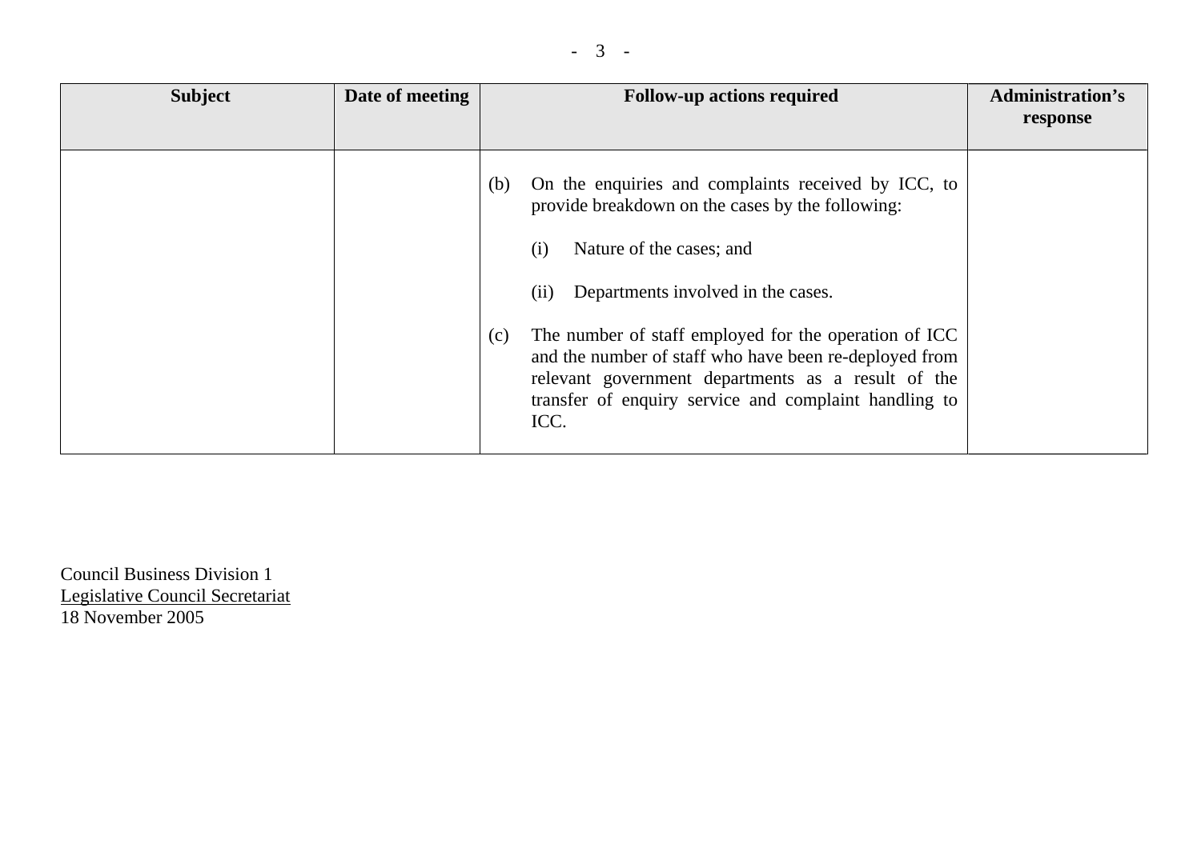| Subject | Date of meeting | Follow-up actions required | Administration's response |
|---|---|---|---|
| | | (b) On the enquiries and complaints received by ICC, to provide breakdown on the cases by the following:<br><br>(i) Nature of the cases; and<br><br>(ii) Departments involved in the cases.<br><br>(c) The number of staff employed for the operation of ICC and the number of staff who have been re-deployed from relevant government departments as a result of the transfer of enquiry service and complaint handling to ICC. | |

Council Business Division 1
Legislative Council Secretariat
18 November 2005